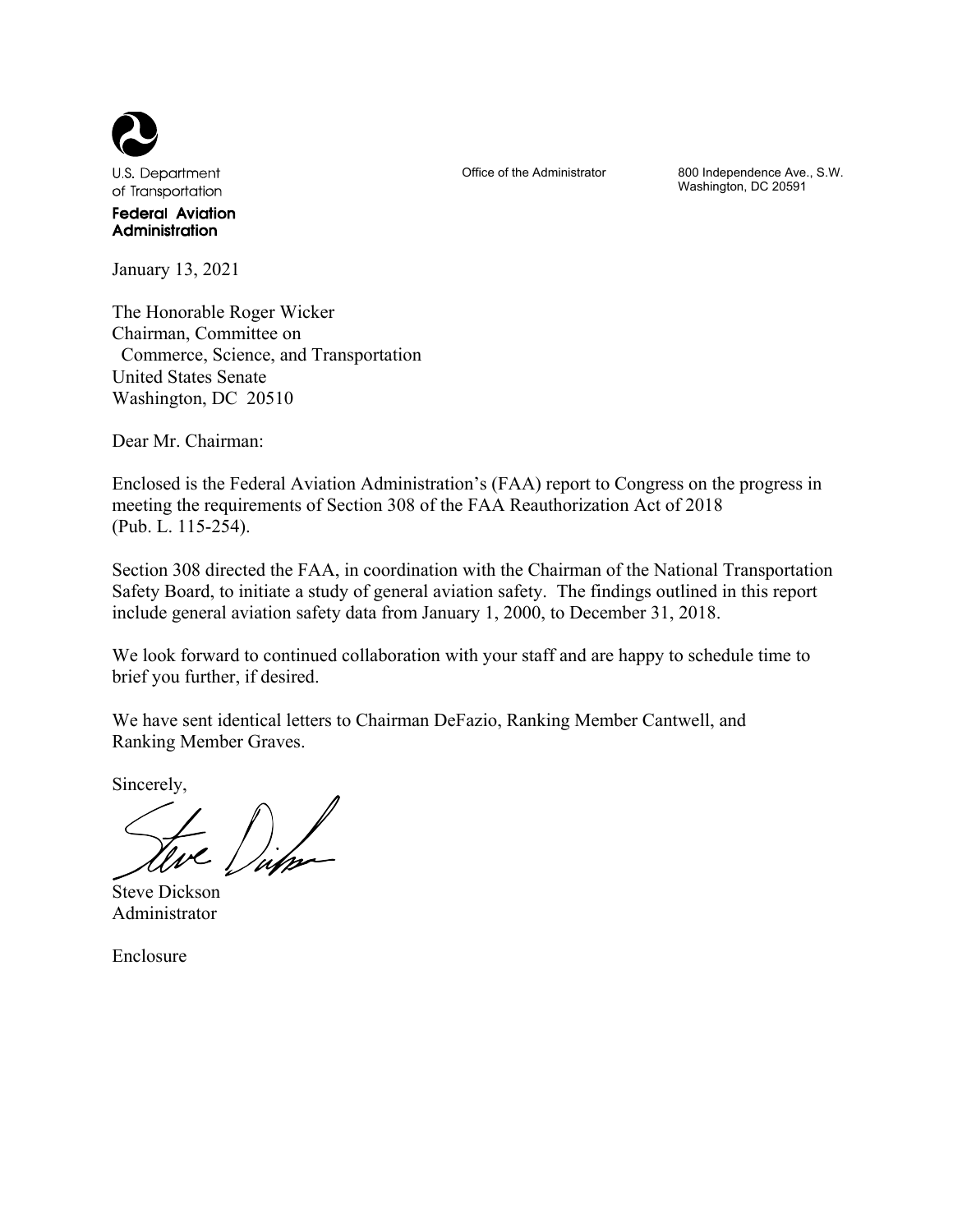U.S. Department of Transportation

**Federal Aviation Administration**

Office of the Administrator

800 Independence Ave., S.W.
Washington, DC 20591

January 13, 2021

The Honorable Roger Wicker
Chairman, Committee on
Commerce, Science, and Transportation
United States Senate
Washington, DC 20510

Dear Mr. Chairman:

Enclosed is the Federal Aviation Administration's (FAA) report to Congress on the progress in meeting the requirements of Section 308 of the FAA Reauthorization Act of 2018 (Pub. L. 115-254).

Section 308 directed the FAA, in coordination with the Chairman of the National Transportation Safety Board, to initiate a study of general aviation safety. The findings outlined in this report include general aviation safety data from January 1, 2000, to December 31, 2018.

We look forward to continued collaboration with your staff and are happy to schedule time to brief you further, if desired.

We have sent identical letters to Chairman DeFazio, Ranking Member Cantwell, and Ranking Member Graves.

Sincerely,

Steve Dickson
Administrator

Enclosure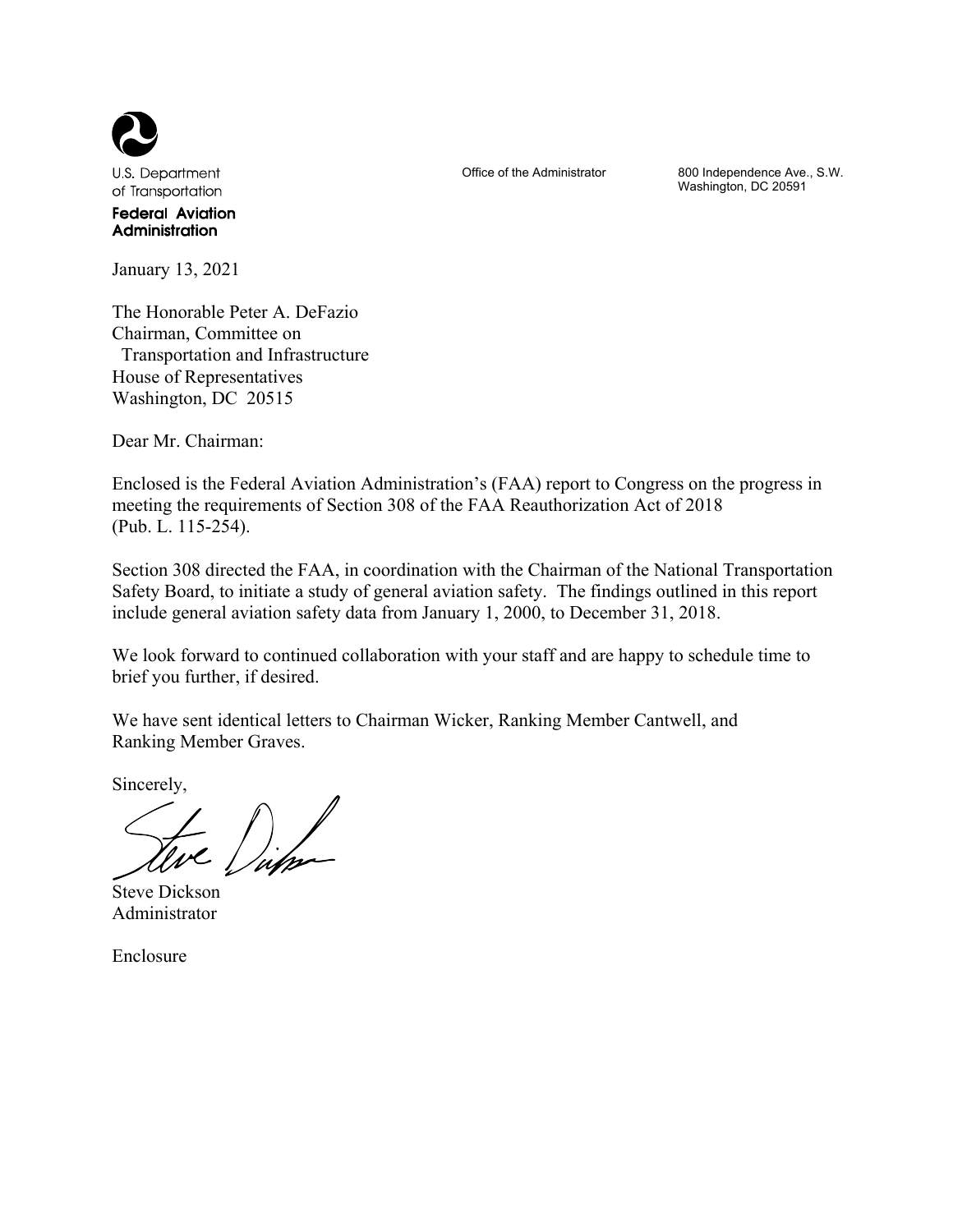U.S. Department of Transportation

**Federal Aviation Administration**

Office of the Administrator

800 Independence Ave., S.W.
Washington, DC 20591

January 13, 2021

The Honorable Peter A. DeFazio
Chairman, Committee on
Transportation and Infrastructure
House of Representatives
Washington, DC 20515

Dear Mr. Chairman:

Enclosed is the Federal Aviation Administration's (FAA) report to Congress on the progress in meeting the requirements of Section 308 of the FAA Reauthorization Act of 2018 (Pub. L. 115-254).

Section 308 directed the FAA, in coordination with the Chairman of the National Transportation Safety Board, to initiate a study of general aviation safety. The findings outlined in this report include general aviation safety data from January 1, 2000, to December 31, 2018.

We look forward to continued collaboration with your staff and are happy to schedule time to brief you further, if desired.

We have sent identical letters to Chairman Wicker, Ranking Member Cantwell, and Ranking Member Graves.

Sincerely,

Steve Dickson
Administrator

Enclosure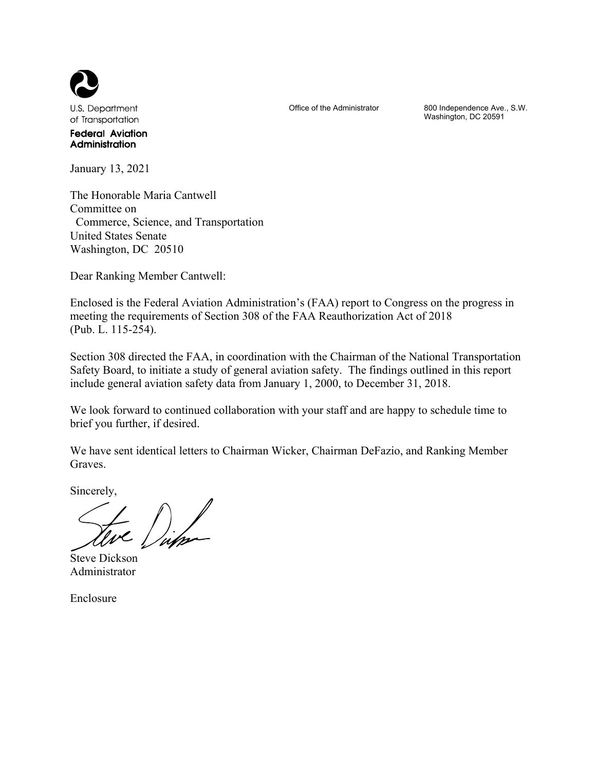U.S. Department of Transportation

**Federal Aviation Administration**

Office of the Administrator

800 Independence Ave., S.W.
Washington, DC 20591

January 13, 2021

The Honorable Maria Cantwell
Committee on
Commerce, Science, and Transportation
United States Senate
Washington, DC 20510

Dear Ranking Member Cantwell:

Enclosed is the Federal Aviation Administration's (FAA) report to Congress on the progress in meeting the requirements of Section 308 of the FAA Reauthorization Act of 2018 (Pub. L. 115-254).

Section 308 directed the FAA, in coordination with the Chairman of the National Transportation Safety Board, to initiate a study of general aviation safety. The findings outlined in this report include general aviation safety data from January 1, 2000, to December 31, 2018.

We look forward to continued collaboration with your staff and are happy to schedule time to brief you further, if desired.

We have sent identical letters to Chairman Wicker, Chairman DeFazio, and Ranking Member Graves.

Sincerely,

Steve Dickson
Administrator

Enclosure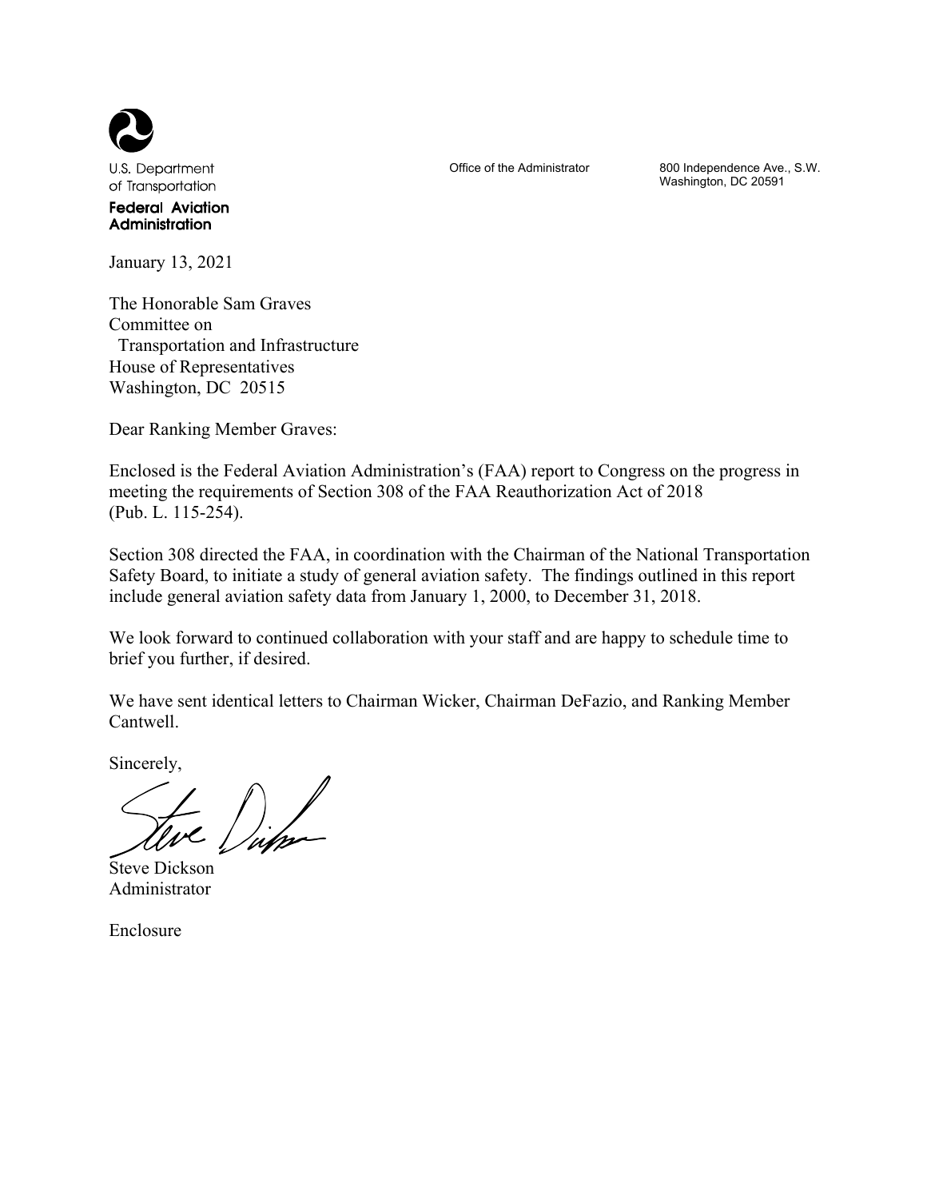U.S. Department of Transportation

**Federal Aviation Administration**

Office of the Administrator

800 Independence Ave., S.W.
Washington, DC 20591

January 13, 2021

The Honorable Sam Graves
Committee on
  Transportation and Infrastructure
House of Representatives
Washington, DC  20515

Dear Ranking Member Graves:

Enclosed is the Federal Aviation Administration's (FAA) report to Congress on the progress in meeting the requirements of Section 308 of the FAA Reauthorization Act of 2018 (Pub. L. 115-254).

Section 308 directed the FAA, in coordination with the Chairman of the National Transportation Safety Board, to initiate a study of general aviation safety. The findings outlined in this report include general aviation safety data from January 1, 2000, to December 31, 2018.

We look forward to continued collaboration with your staff and are happy to schedule time to brief you further, if desired.

We have sent identical letters to Chairman Wicker, Chairman DeFazio, and Ranking Member Cantwell.

Sincerely,

Steve Dickson
Administrator

Enclosure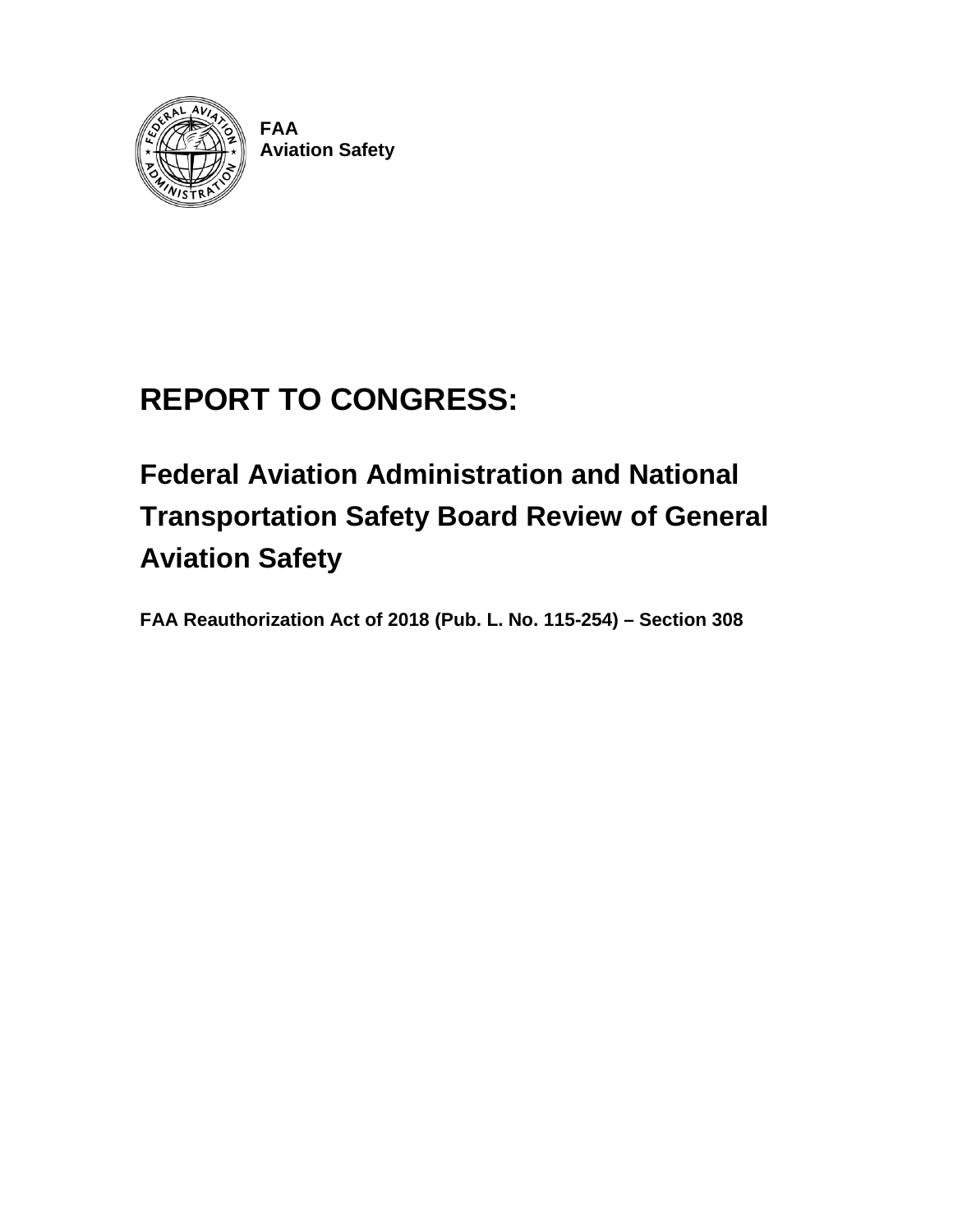FAA
Aviation Safety

# REPORT TO CONGRESS:

## Federal Aviation Administration and National Transportation Safety Board Review of General Aviation Safety

**FAA Reauthorization Act of 2018 (Pub. L. No. 115-254) – Section 308**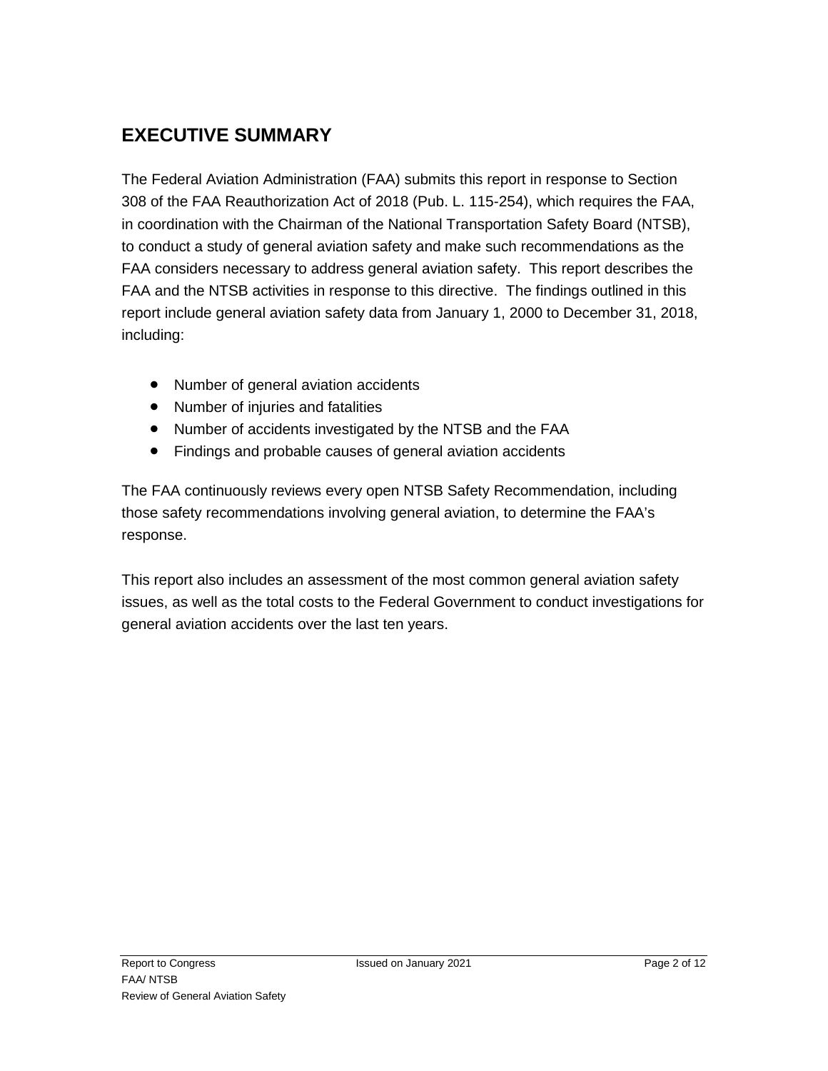## EXECUTIVE SUMMARY

The Federal Aviation Administration (FAA) submits this report in response to Section 308 of the FAA Reauthorization Act of 2018 (Pub. L. 115-254), which requires the FAA, in coordination with the Chairman of the National Transportation Safety Board (NTSB), to conduct a study of general aviation safety and make such recommendations as the FAA considers necessary to address general aviation safety. This report describes the FAA and the NTSB activities in response to this directive. The findings outlined in this report include general aviation safety data from January 1, 2000 to December 31, 2018, including:

- Number of general aviation accidents
- Number of injuries and fatalities
- Number of accidents investigated by the NTSB and the FAA
- Findings and probable causes of general aviation accidents

The FAA continuously reviews every open NTSB Safety Recommendation, including those safety recommendations involving general aviation, to determine the FAA's response.

This report also includes an assessment of the most common general aviation safety issues, as well as the total costs to the Federal Government to conduct investigations for general aviation accidents over the last ten years.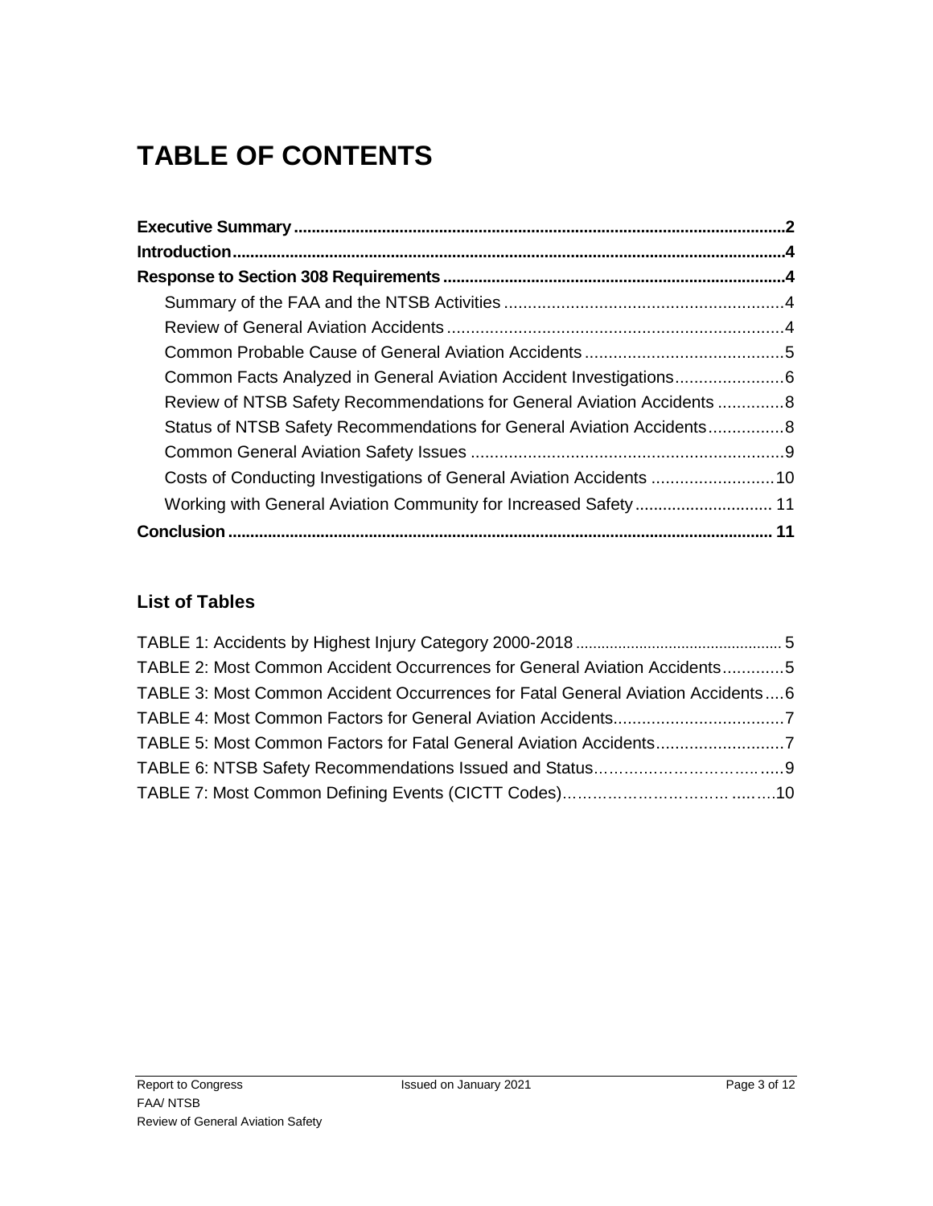# TABLE OF CONTENTS

**Executive Summary** ........................................................................................................ **2**
**Introduction** ..................................................................................................................... **4**
**Response to Section 308 Requirements** ......................................................................... **4**
- Summary of the FAA and the NTSB Activities ........................................................... 4
- Review of General Aviation Accidents ...................................................................... 4
- Common Probable Cause of General Aviation Accidents .......................................... 5
- Common Facts Analyzed in General Aviation Accident Investigations ...................... 6
- Review of NTSB Safety Recommendations for General Aviation Accidents ............. 8
- Status of NTSB Safety Recommendations for General Aviation Accidents ................ 8
- Common General Aviation Safety Issues ................................................................... 9
- Costs of Conducting Investigations of General Aviation Accidents .......................... 10
- Working with General Aviation Community for Increased Safety ............................. 11

**Conclusion** ...................................................................................................................... **11**

## List of Tables

TABLE 1: Accidents by Highest Injury Category 2000-2018 ................................................ 5
TABLE 2: Most Common Accident Occurrences for General Aviation Accidents ............. 5
TABLE 3: Most Common Accident Occurrences for Fatal General Aviation Accidents .... 6
TABLE 4: Most Common Factors for General Aviation Accidents ................................... 7
TABLE 5: Most Common Factors for Fatal General Aviation Accidents ........................... 7
TABLE 6: NTSB Safety Recommendations Issued and Status ......................................... 9
TABLE 7: Most Common Defining Events (CICTT Codes) ............................................... 10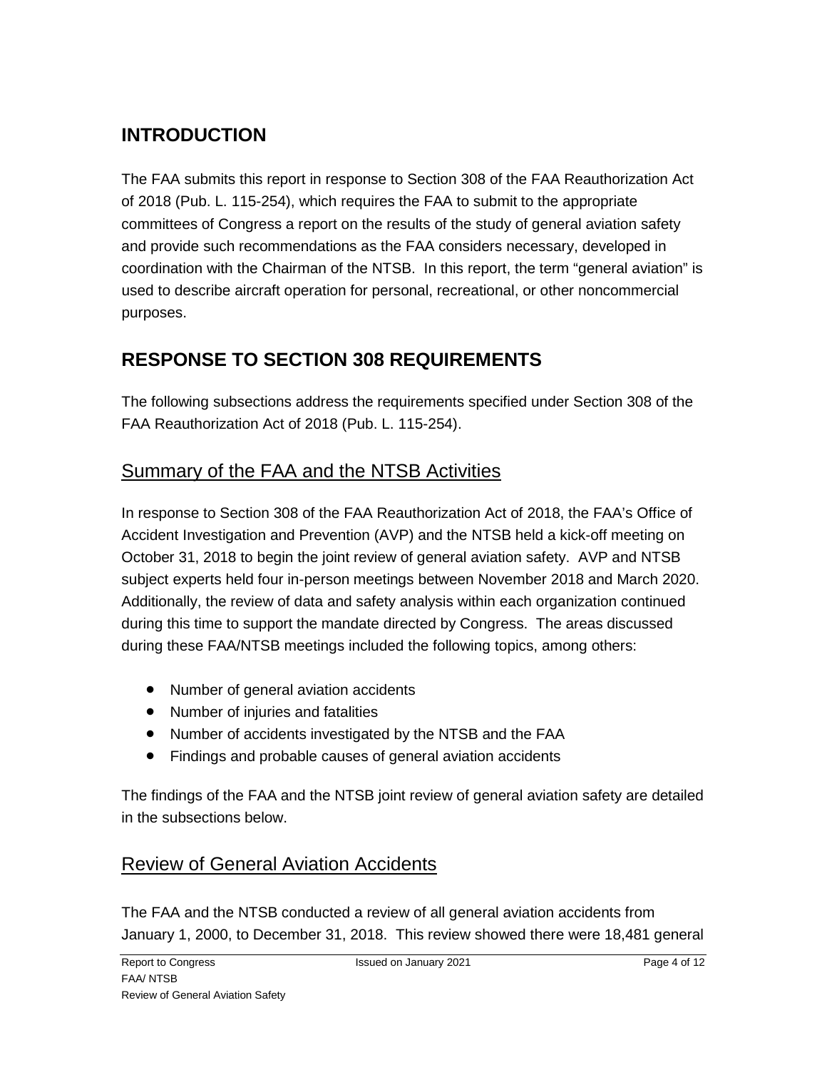## INTRODUCTION

The FAA submits this report in response to Section 308 of the FAA Reauthorization Act of 2018 (Pub. L. 115-254), which requires the FAA to submit to the appropriate committees of Congress a report on the results of the study of general aviation safety and provide such recommendations as the FAA considers necessary, developed in coordination with the Chairman of the NTSB. In this report, the term "general aviation" is used to describe aircraft operation for personal, recreational, or other noncommercial purposes.

## RESPONSE TO SECTION 308 REQUIREMENTS

The following subsections address the requirements specified under Section 308 of the FAA Reauthorization Act of 2018 (Pub. L. 115-254).

### Summary of the FAA and the NTSB Activities

In response to Section 308 of the FAA Reauthorization Act of 2018, the FAA's Office of Accident Investigation and Prevention (AVP) and the NTSB held a kick-off meeting on October 31, 2018 to begin the joint review of general aviation safety. AVP and NTSB subject experts held four in-person meetings between November 2018 and March 2020. Additionally, the review of data and safety analysis within each organization continued during this time to support the mandate directed by Congress. The areas discussed during these FAA/NTSB meetings included the following topics, among others:

- Number of general aviation accidents
- Number of injuries and fatalities
- Number of accidents investigated by the NTSB and the FAA
- Findings and probable causes of general aviation accidents

The findings of the FAA and the NTSB joint review of general aviation safety are detailed in the subsections below.

### Review of General Aviation Accidents

The FAA and the NTSB conducted a review of all general aviation accidents from January 1, 2000, to December 31, 2018. This review showed there were 18,481 general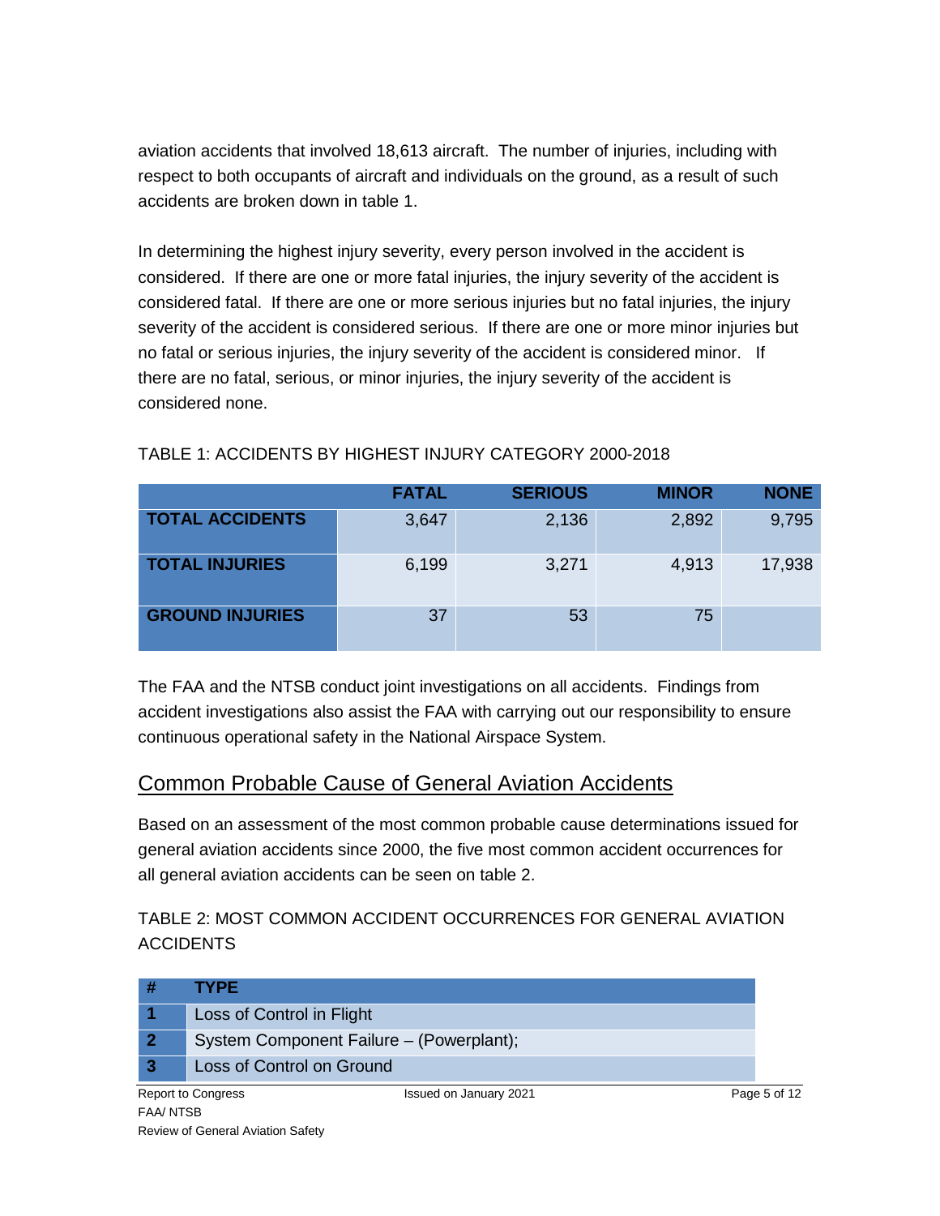aviation accidents that involved 18,613 aircraft. The number of injuries, including with respect to both occupants of aircraft and individuals on the ground, as a result of such accidents are broken down in table 1.

In determining the highest injury severity, every person involved in the accident is considered. If there are one or more fatal injuries, the injury severity of the accident is considered fatal. If there are one or more serious injuries but no fatal injuries, the injury severity of the accident is considered serious. If there are one or more minor injuries but no fatal or serious injuries, the injury severity of the accident is considered minor. If there are no fatal, serious, or minor injuries, the injury severity of the accident is considered none.

TABLE 1: ACCIDENTS BY HIGHEST INJURY CATEGORY 2000-2018

| | FATAL | SERIOUS | MINOR | NONE |
|---|---|---|---|---|
| **TOTAL ACCIDENTS** | 3,647 | 2,136 | 2,892 | 9,795 |
| **TOTAL INJURIES** | 6,199 | 3,271 | 4,913 | 17,938 |
| **GROUND INJURIES** | 37 | 53 | 75 | |

The FAA and the NTSB conduct joint investigations on all accidents. Findings from accident investigations also assist the FAA with carrying out our responsibility to ensure continuous operational safety in the National Airspace System.

## Common Probable Cause of General Aviation Accidents

Based on an assessment of the most common probable cause determinations issued for general aviation accidents since 2000, the five most common accident occurrences for all general aviation accidents can be seen on table 2.

TABLE 2: MOST COMMON ACCIDENT OCCURRENCES FOR GENERAL AVIATION ACCIDENTS

| # | TYPE |
|---|---|
| **1** | Loss of Control in Flight |
| **2** | System Component Failure – (Powerplant); |
| **3** | Loss of Control on Ground |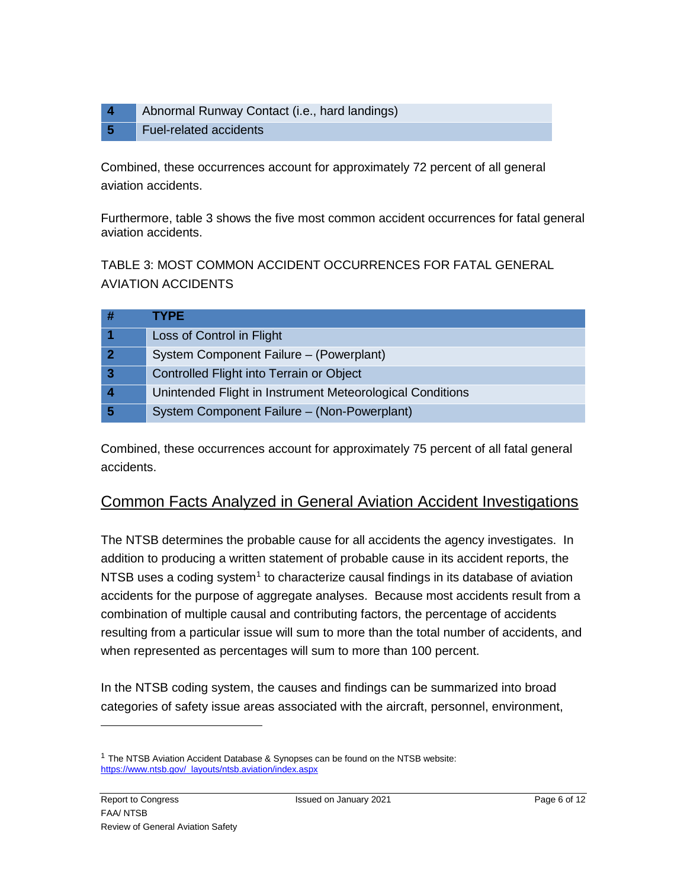| 4 | Abnormal Runway Contact (i.e., hard landings) |
|---|---|
| 5 | Fuel-related accidents |

Combined, these occurrences account for approximately 72 percent of all general aviation accidents.

Furthermore, table 3 shows the five most common accident occurrences for fatal general aviation accidents.

TABLE 3: MOST COMMON ACCIDENT OCCURRENCES FOR FATAL GENERAL AVIATION ACCIDENTS

| # | TYPE |
|---|---|
| 1 | Loss of Control in Flight |
| 2 | System Component Failure – (Powerplant) |
| 3 | Controlled Flight into Terrain or Object |
| 4 | Unintended Flight in Instrument Meteorological Conditions |
| 5 | System Component Failure – (Non-Powerplant) |

Combined, these occurrences account for approximately 75 percent of all fatal general accidents.

## Common Facts Analyzed in General Aviation Accident Investigations

The NTSB determines the probable cause for all accidents the agency investigates. In addition to producing a written statement of probable cause in its accident reports, the NTSB uses a coding system[1] to characterize causal findings in its database of aviation accidents for the purpose of aggregate analyses. Because most accidents result from a combination of multiple causal and contributing factors, the percentage of accidents resulting from a particular issue will sum to more than the total number of accidents, and when represented as percentages will sum to more than 100 percent.

In the NTSB coding system, the causes and findings can be summarized into broad categories of safety issue areas associated with the aircraft, personnel, environment,

[1] The NTSB Aviation Accident Database & Synopses can be found on the NTSB website: https://www.ntsb.gov/_layouts/ntsb.aviation/index.aspx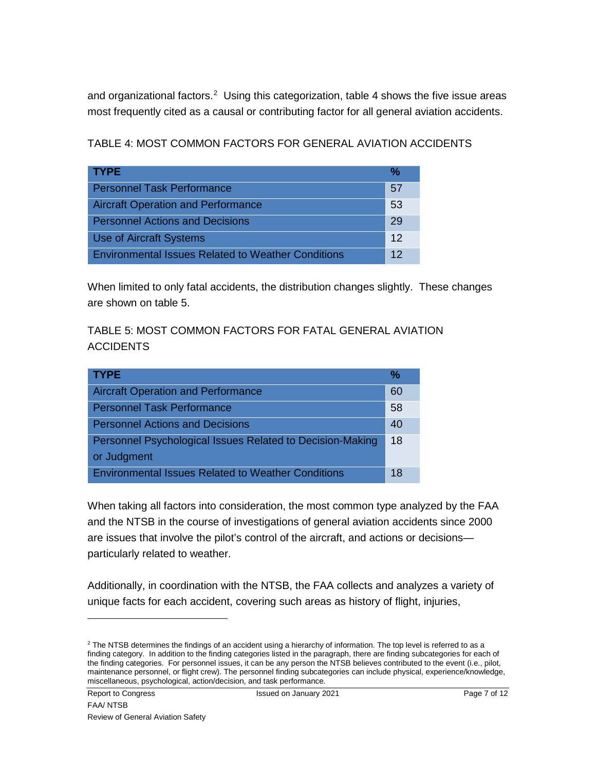and organizational factors.[2] Using this categorization, table 4 shows the five issue areas most frequently cited as a causal or contributing factor for all general aviation accidents.

TABLE 4: MOST COMMON FACTORS FOR GENERAL AVIATION ACCIDENTS

| TYPE | % |
|---|---|
| Personnel Task Performance | 57 |
| Aircraft Operation and Performance | 53 |
| Personnel Actions and Decisions | 29 |
| Use of Aircraft Systems | 12 |
| Environmental Issues Related to Weather Conditions | 12 |

When limited to only fatal accidents, the distribution changes slightly. These changes are shown on table 5.

TABLE 5: MOST COMMON FACTORS FOR FATAL GENERAL AVIATION ACCIDENTS

| TYPE | % |
|---|---|
| Aircraft Operation and Performance | 60 |
| Personnel Task Performance | 58 |
| Personnel Actions and Decisions | 40 |
| Personnel Psychological Issues Related to Decision-Making or Judgment | 18 |
| Environmental Issues Related to Weather Conditions | 18 |

When taking all factors into consideration, the most common type analyzed by the FAA and the NTSB in the course of investigations of general aviation accidents since 2000 are issues that involve the pilot's control of the aircraft, and actions or decisions—particularly related to weather.

Additionally, in coordination with the NTSB, the FAA collects and analyzes a variety of unique facts for each accident, covering such areas as history of flight, injuries,

[2] The NTSB determines the findings of an accident using a hierarchy of information. The top level is referred to as a finding category. In addition to the finding categories listed in the paragraph, there are finding subcategories for each of the finding categories. For personnel issues, it can be any person the NTSB believes contributed to the event (i.e., pilot, maintenance personnel, or flight crew). The personnel finding subcategories can include physical, experience/knowledge, miscellaneous, psychological, action/decision, and task performance.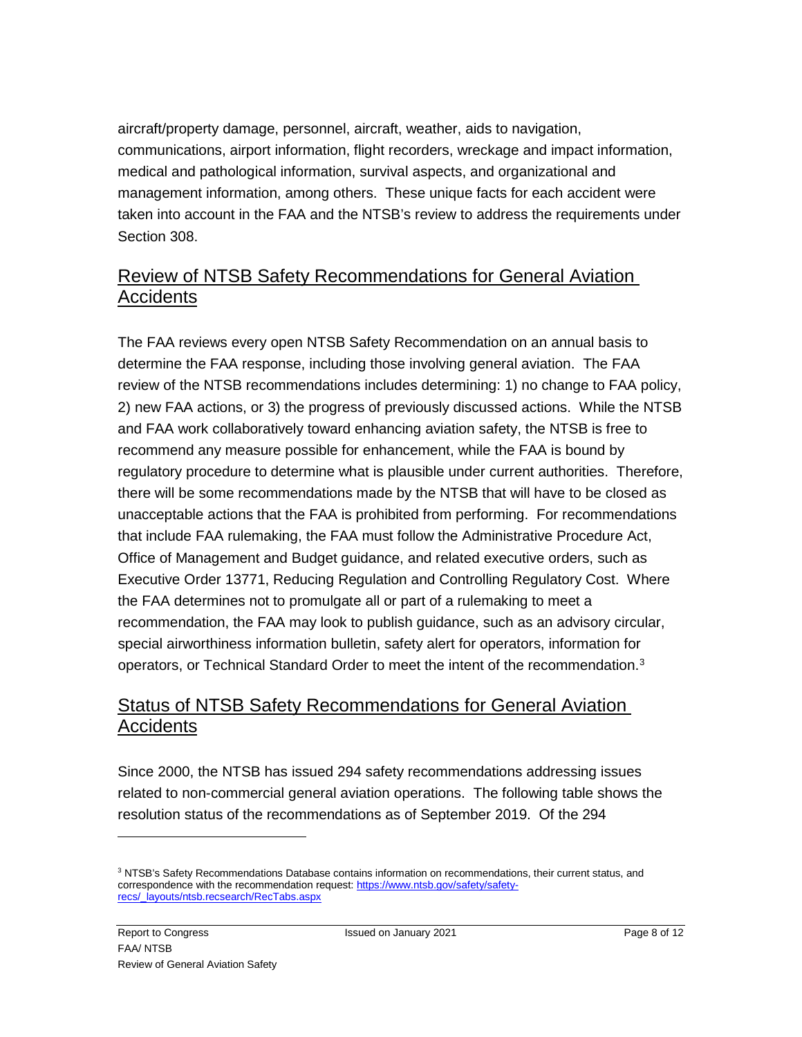aircraft/property damage, personnel, aircraft, weather, aids to navigation, communications, airport information, flight recorders, wreckage and impact information, medical and pathological information, survival aspects, and organizational and management information, among others. These unique facts for each accident were taken into account in the FAA and the NTSB's review to address the requirements under Section 308.

## Review of NTSB Safety Recommendations for General Aviation Accidents

The FAA reviews every open NTSB Safety Recommendation on an annual basis to determine the FAA response, including those involving general aviation. The FAA review of the NTSB recommendations includes determining: 1) no change to FAA policy, 2) new FAA actions, or 3) the progress of previously discussed actions. While the NTSB and FAA work collaboratively toward enhancing aviation safety, the NTSB is free to recommend any measure possible for enhancement, while the FAA is bound by regulatory procedure to determine what is plausible under current authorities. Therefore, there will be some recommendations made by the NTSB that will have to be closed as unacceptable actions that the FAA is prohibited from performing. For recommendations that include FAA rulemaking, the FAA must follow the Administrative Procedure Act, Office of Management and Budget guidance, and related executive orders, such as Executive Order 13771, Reducing Regulation and Controlling Regulatory Cost. Where the FAA determines not to promulgate all or part of a rulemaking to meet a recommendation, the FAA may look to publish guidance, such as an advisory circular, special airworthiness information bulletin, safety alert for operators, information for operators, or Technical Standard Order to meet the intent of the recommendation.[3]

## Status of NTSB Safety Recommendations for General Aviation Accidents

Since 2000, the NTSB has issued 294 safety recommendations addressing issues related to non-commercial general aviation operations. The following table shows the resolution status of the recommendations as of September 2019. Of the 294

[3] NTSB's Safety Recommendations Database contains information on recommendations, their current status, and correspondence with the recommendation request: https://www.ntsb.gov/safety/safety-recs/_layouts/ntsb.recsearch/RecTabs.aspx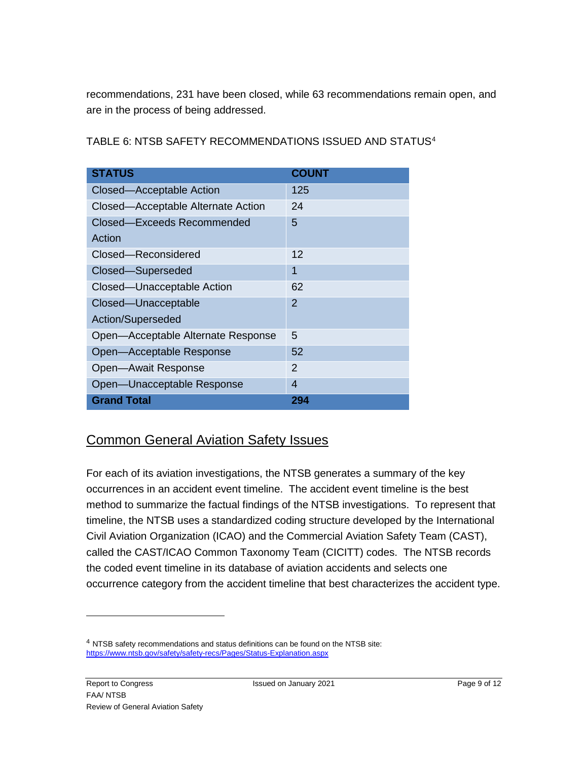recommendations, 231 have been closed, while 63 recommendations remain open, and are in the process of being addressed.

TABLE 6: NTSB SAFETY RECOMMENDATIONS ISSUED AND STATUS[4]

| STATUS | COUNT |
| --- | --- |
| Closed—Acceptable Action | 125 |
| Closed—Acceptable Alternate Action | 24 |
| Closed—Exceeds Recommended Action | 5 |
| Closed—Reconsidered | 12 |
| Closed—Superseded | 1 |
| Closed—Unacceptable Action | 62 |
| Closed—Unacceptable Action/Superseded | 2 |
| Open—Acceptable Alternate Response | 5 |
| Open—Acceptable Response | 52 |
| Open—Await Response | 2 |
| Open—Unacceptable Response | 4 |
| **Grand Total** | **294** |

## Common General Aviation Safety Issues

For each of its aviation investigations, the NTSB generates a summary of the key occurrences in an accident event timeline. The accident event timeline is the best method to summarize the factual findings of the NTSB investigations. To represent that timeline, the NTSB uses a standardized coding structure developed by the International Civil Aviation Organization (ICAO) and the Commercial Aviation Safety Team (CAST), called the CAST/ICAO Common Taxonomy Team (CICITT) codes. The NTSB records the coded event timeline in its database of aviation accidents and selects one occurrence category from the accident timeline that best characterizes the accident type.

---

[4] NTSB safety recommendations and status definitions can be found on the NTSB site: https://www.ntsb.gov/safety/safety-recs/Pages/Status-Explanation.aspx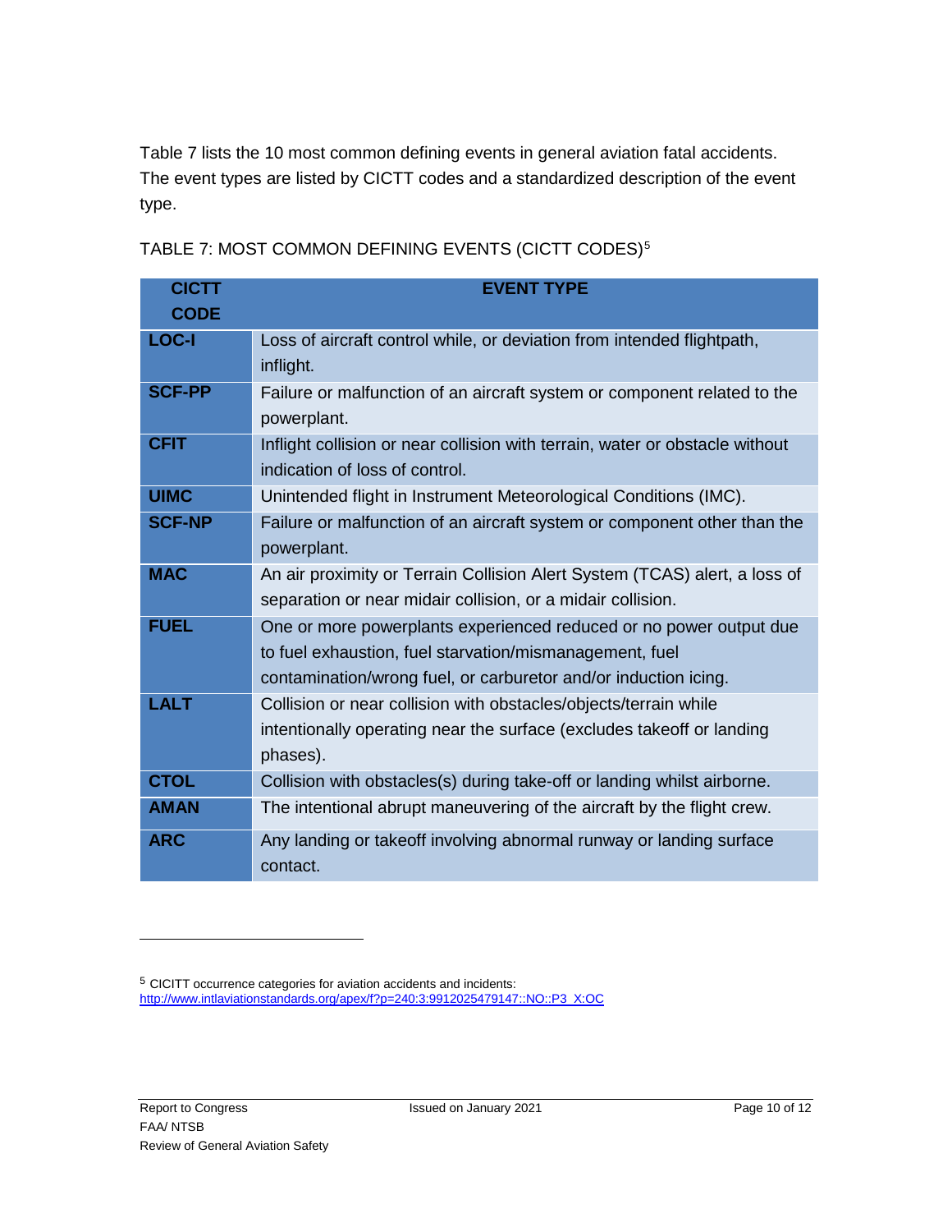Table 7 lists the 10 most common defining events in general aviation fatal accidents. The event types are listed by CICTT codes and a standardized description of the event type.

TABLE 7: MOST COMMON DEFINING EVENTS (CICTT CODES)[5]

| CICTT CODE | EVENT TYPE |
| --- | --- |
| **LOC-I** | Loss of aircraft control while, or deviation from intended flightpath, inflight. |
| **SCF-PP** | Failure or malfunction of an aircraft system or component related to the powerplant. |
| **CFIT** | Inflight collision or near collision with terrain, water or obstacle without indication of loss of control. |
| **UIMC** | Unintended flight in Instrument Meteorological Conditions (IMC). |
| **SCF-NP** | Failure or malfunction of an aircraft system or component other than the powerplant. |
| **MAC** | An air proximity or Terrain Collision Alert System (TCAS) alert, a loss of separation or near midair collision, or a midair collision. |
| **FUEL** | One or more powerplants experienced reduced or no power output due to fuel exhaustion, fuel starvation/mismanagement, fuel contamination/wrong fuel, or carburetor and/or induction icing. |
| **LALT** | Collision or near collision with obstacles/objects/terrain while intentionally operating near the surface (excludes takeoff or landing phases). |
| **CTOL** | Collision with obstacles(s) during take-off or landing whilst airborne. |
| **AMAN** | The intentional abrupt maneuvering of the aircraft by the flight crew. |
| **ARC** | Any landing or takeoff involving abnormal runway or landing surface contact. |

[5] CICITT occurrence categories for aviation accidents and incidents: http://www.intlaviationstandards.org/apex/f?p=240:3:9912025479147::NO::P3_X:OC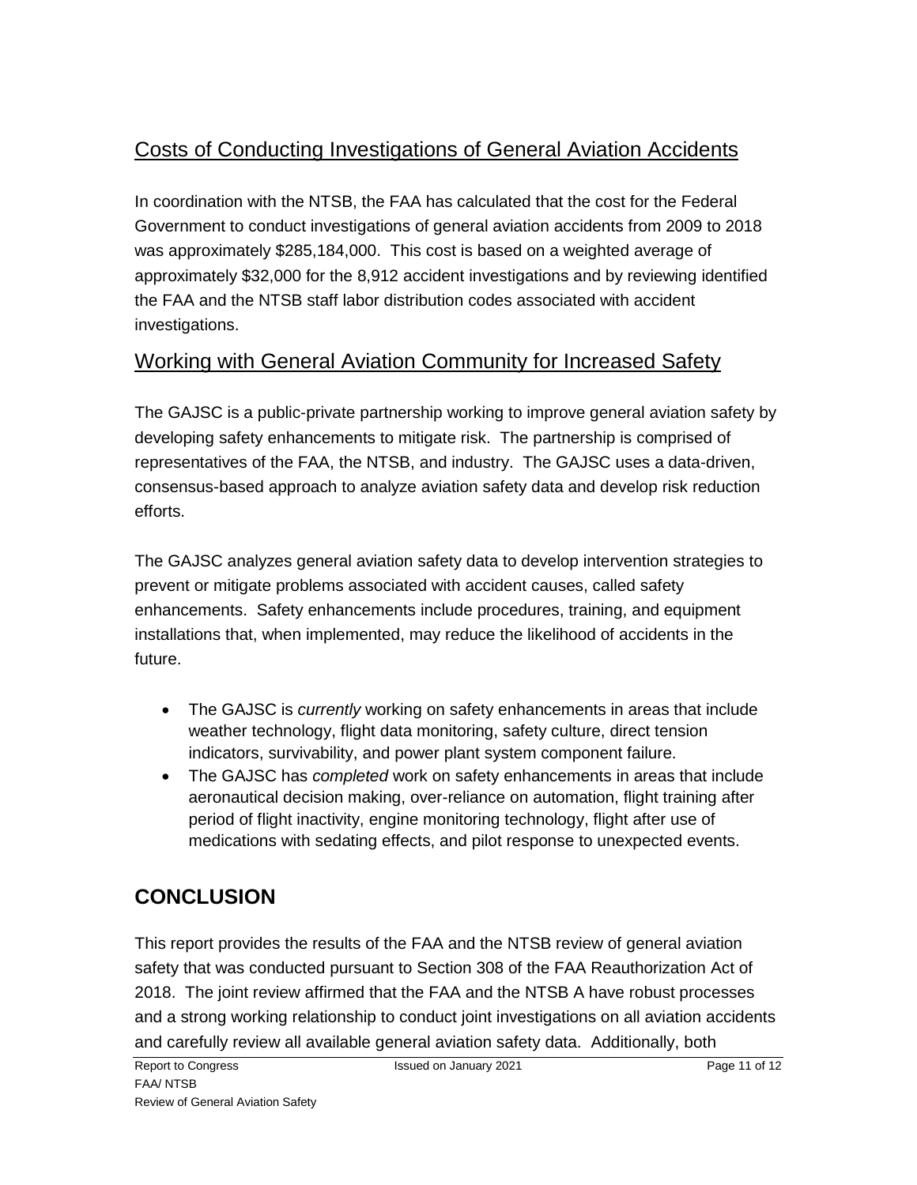## Costs of Conducting Investigations of General Aviation Accidents

In coordination with the NTSB, the FAA has calculated that the cost for the Federal Government to conduct investigations of general aviation accidents from 2009 to 2018 was approximately $285,184,000. This cost is based on a weighted average of approximately $32,000 for the 8,912 accident investigations and by reviewing identified the FAA and the NTSB staff labor distribution codes associated with accident investigations.

## Working with General Aviation Community for Increased Safety

The GAJSC is a public-private partnership working to improve general aviation safety by developing safety enhancements to mitigate risk. The partnership is comprised of representatives of the FAA, the NTSB, and industry. The GAJSC uses a data-driven, consensus-based approach to analyze aviation safety data and develop risk reduction efforts.

The GAJSC analyzes general aviation safety data to develop intervention strategies to prevent or mitigate problems associated with accident causes, called safety enhancements. Safety enhancements include procedures, training, and equipment installations that, when implemented, may reduce the likelihood of accidents in the future.

- The GAJSC is *currently* working on safety enhancements in areas that include weather technology, flight data monitoring, safety culture, direct tension indicators, survivability, and power plant system component failure.
- The GAJSC has *completed* work on safety enhancements in areas that include aeronautical decision making, over-reliance on automation, flight training after period of flight inactivity, engine monitoring technology, flight after use of medications with sedating effects, and pilot response to unexpected events.

# CONCLUSION

This report provides the results of the FAA and the NTSB review of general aviation safety that was conducted pursuant to Section 308 of the FAA Reauthorization Act of 2018. The joint review affirmed that the FAA and the NTSB A have robust processes and a strong working relationship to conduct joint investigations on all aviation accidents and carefully review all available general aviation safety data. Additionally, both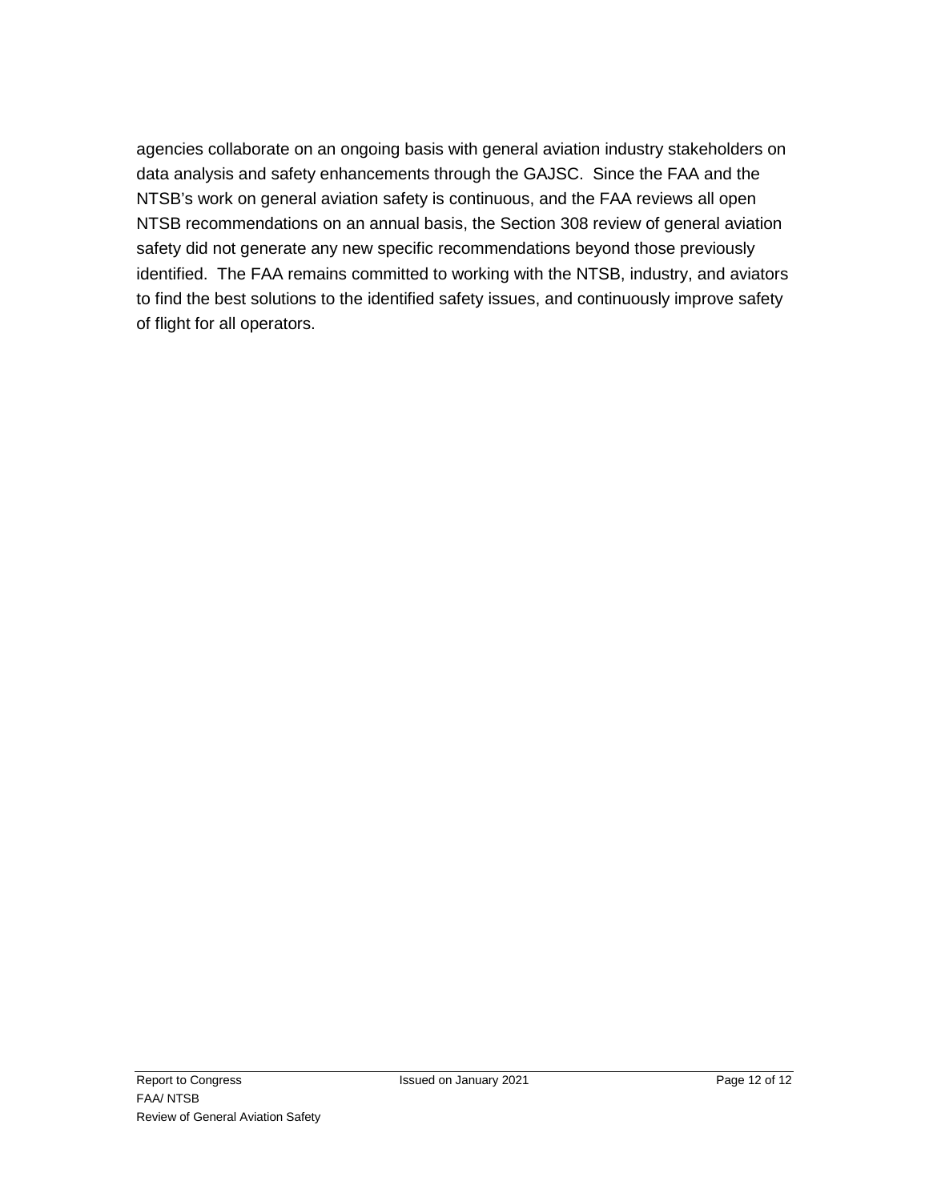agencies collaborate on an ongoing basis with general aviation industry stakeholders on data analysis and safety enhancements through the GAJSC. Since the FAA and the NTSB's work on general aviation safety is continuous, and the FAA reviews all open NTSB recommendations on an annual basis, the Section 308 review of general aviation safety did not generate any new specific recommendations beyond those previously identified. The FAA remains committed to working with the NTSB, industry, and aviators to find the best solutions to the identified safety issues, and continuously improve safety of flight for all operators.